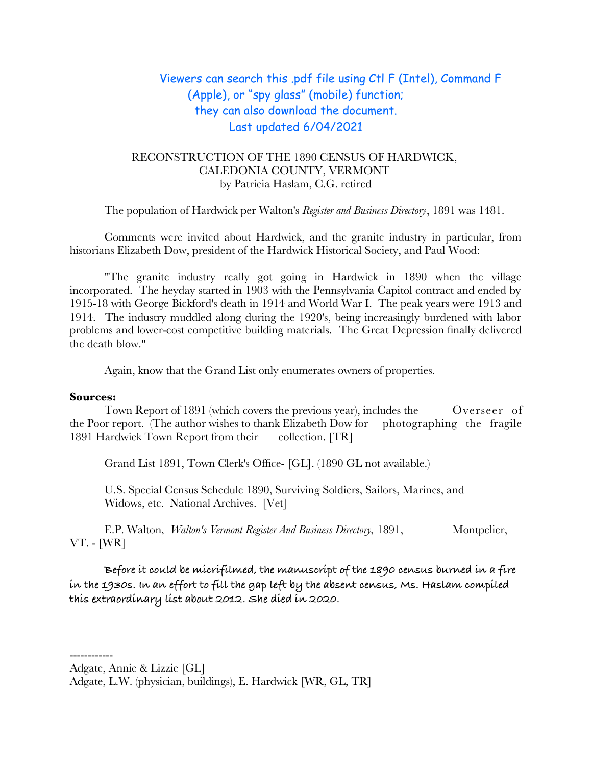Viewers can search this .pdf file using Ctl F (Intel), Command F (Apple), or "spy glass" (mobile) function; they can also download the document. Last updated 6/04/2021

# RECONSTRUCTION OF THE 1890 CENSUS OF HARDWICK, CALEDONIA COUNTY, VERMONT

by Patricia Haslam, C.G. retired

The population of Hardwick per Walton's *Register and Business Directory*, 1891 was 1481.

Comments were invited about Hardwick, and the granite industry in particular, from historians Elizabeth Dow, president of the Hardwick Historical Society, and Paul Wood:

"The granite industry really got going in Hardwick in 1890 when the village incorporated. The heyday started in 1903 with the Pennsylvania Capitol contract and ended by 1915-18 with George Bickford's death in 1914 and World War I. The peak years were 1913 and 1914. The industry muddled along during the 1920's, being increasingly burdened with labor problems and lower-cost competitive building materials. The Great Depression finally delivered the death blow."

Again, know that the Grand List only enumerates owners of properties.

**Sources:**

Town Report of 1891 (which covers the previous year), includes the Overseer of the Poor report. (The author wishes to thank Elizabeth Dow for photographing the fragile 1891 Hardwick Town Report from their collection. [TR]

Grand List 1891, Town Clerk's Office- [GL]. (1890 GL not available.)

U.S. Special Census Schedule 1890, Surviving Soldiers, Sailors, Marines, and Widows, etc. National Archives. [Vet]

E.P. Walton, *Walton's Vermont Register And Business Directory,* 1891, Montpelier, VT. - [WR]

**Before it could be microfilmed, the manuscript of the 1890 census burned in a fire in the 1930s. In an effort to fill the gap left by the absent census, Ms. Haslam compiled this extraordinary list about 2012. She died in 2020.**

------------

Adgate, Annie & Lizzie [GL]

Adgate, L.W. (physician, buildings), E. Hardwick [WR, GL, TR]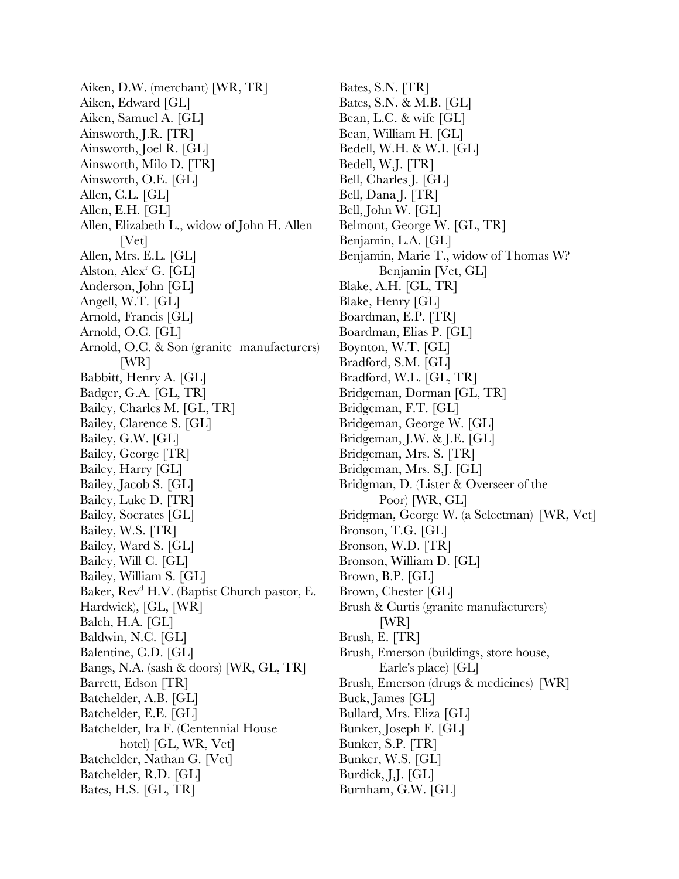Aiken, D.W. (merchant) [WR, TR]
Aiken, Edward [GL]
Aiken, Samuel A. [GL]
Ainsworth, J.R. [TR]
Ainsworth, Joel R. [GL]
Ainsworth, Milo D. [TR]
Ainsworth, O.E. [GL]
Allen, C.L. [GL]
Allen, E.H. [GL]
Allen, Elizabeth L., widow of John H. Allen [Vet]
Allen, Mrs. E.L. [GL]
Alston, Alex[r] G. [GL]
Anderson, John [GL]
Angell, W.T. [GL]
Arnold, Francis [GL]
Arnold, O.C. [GL]
Arnold, O.C. & Son (granite manufacturers) [WR]
Babbitt, Henry A. [GL]
Badger, G.A. [GL, TR]
Bailey, Charles M. [GL, TR]
Bailey, Clarence S. [GL]
Bailey, G.W. [GL]
Bailey, George [TR]
Bailey, Harry [GL]
Bailey, Jacob S. [GL]
Bailey, Luke D. [TR]
Bailey, Socrates [GL]
Bailey, W.S. [TR]
Bailey, Ward S. [GL]
Bailey, Will C. [GL]
Bailey, William S. [GL]
Baker, Rev[d] H.V. (Baptist Church pastor, E. Hardwick), [GL, [WR]
Balch, H.A. [GL]
Baldwin, N.C. [GL]
Balentine, C.D. [GL]
Bangs, N.A. (sash & doors) [WR, GL, TR]
Barrett, Edson [TR]
Batchelder, A.B. [GL]
Batchelder, E.E. [GL]
Batchelder, Ira F. (Centennial House hotel) [GL, WR, Vet]
Batchelder, Nathan G. [Vet]
Batchelder, R.D. [GL]
Bates, H.S. [GL, TR]
Bates, S.N. [TR]
Bates, S.N. & M.B. [GL]
Bean, L.C. & wife [GL]
Bean, William H. [GL]
Bedell, W.H. & W.I. [GL]
Bedell, W.J. [TR]
Bell, Charles J. [GL]
Bell, Dana J. [TR]
Bell, John W. [GL]
Belmont, George W. [GL, TR]
Benjamin, L.A. [GL]
Benjamin, Marie T., widow of Thomas W? Benjamin [Vet, GL]
Blake, A.H. [GL, TR]
Blake, Henry [GL]
Boardman, E.P. [TR]
Boardman, Elias P. [GL]
Boynton, W.T. [GL]
Bradford, S.M. [GL]
Bradford, W.L. [GL, TR]
Bridgeman, Dorman [GL, TR]
Bridgeman, F.T. [GL]
Bridgeman, George W. [GL]
Bridgeman, J.W. & J.E. [GL]
Bridgeman, Mrs. S. [TR]
Bridgeman, Mrs. S.J. [GL]
Bridgman, D. (Lister & Overseer of the Poor) [WR, GL]
Bridgman, George W. (a Selectman) [WR, Vet]
Bronson, T.G. [GL]
Bronson, W.D. [TR]
Bronson, William D. [GL]
Brown, B.P. [GL]
Brown, Chester [GL]
Brush & Curtis (granite manufacturers) [WR]
Brush, E. [TR]
Brush, Emerson (buildings, store house, Earle's place) [GL]
Brush, Emerson (drugs & medicines) [WR]
Buck, James [GL]
Bullard, Mrs. Eliza [GL]
Bunker, Joseph F. [GL]
Bunker, S.P. [TR]
Bunker, W.S. [GL]
Burdick, J.J. [GL]
Burnham, G.W. [GL]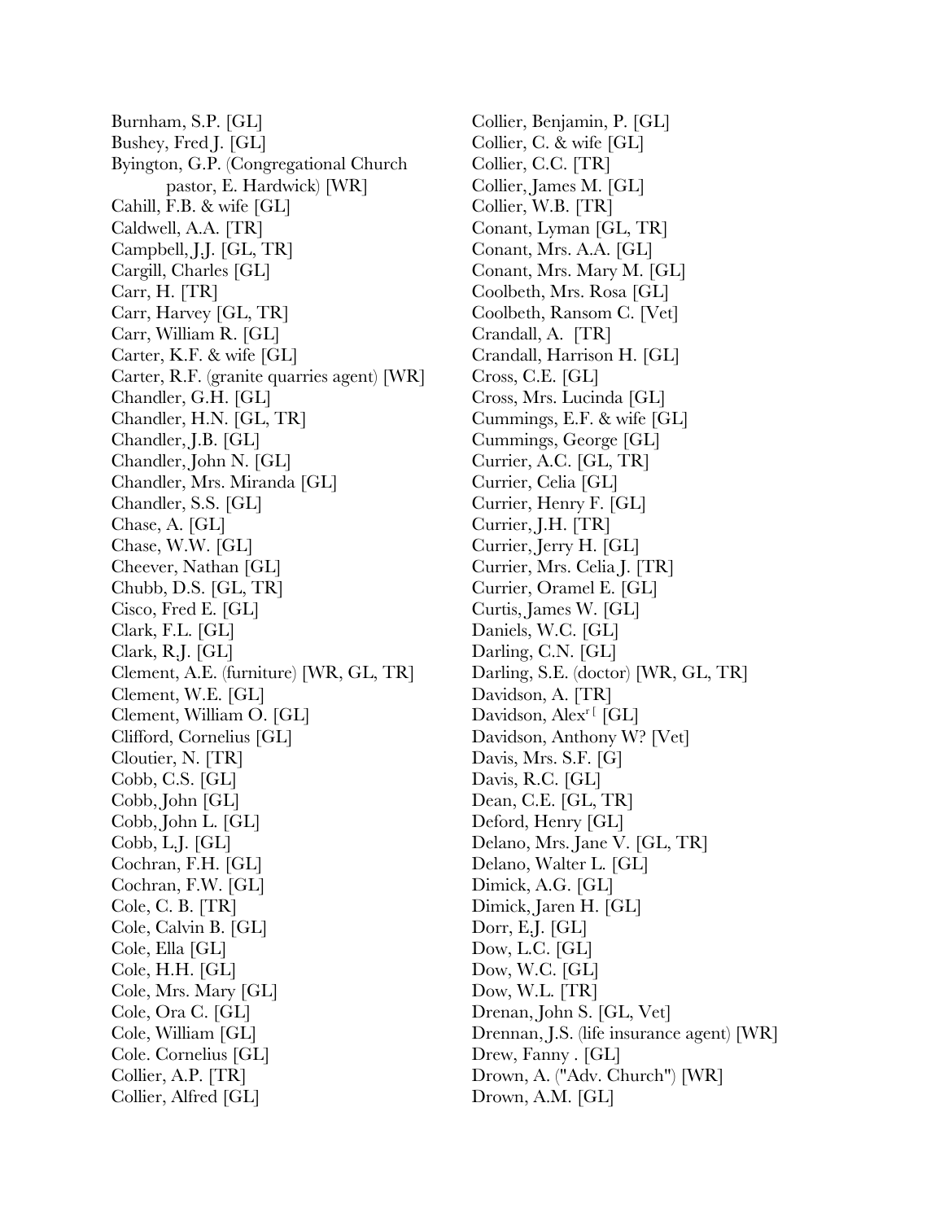Burnham, S.P. [GL]
Bushey, Fred J. [GL]
Byington, G.P. (Congregational Church pastor, E. Hardwick) [WR]
Cahill, F.B. & wife [GL]
Caldwell, A.A. [TR]
Campbell, J.J. [GL, TR]
Cargill, Charles [GL]
Carr, H. [TR]
Carr, Harvey [GL, TR]
Carr, William R. [GL]
Carter, K.F. & wife [GL]
Carter, R.F. (granite quarries agent) [WR]
Chandler, G.H. [GL]
Chandler, H.N. [GL, TR]
Chandler, J.B. [GL]
Chandler, John N. [GL]
Chandler, Mrs. Miranda [GL]
Chandler, S.S. [GL]
Chase, A. [GL]
Chase, W.W. [GL]
Cheever, Nathan [GL]
Chubb, D.S. [GL, TR]
Cisco, Fred E. [GL]
Clark, F.L. [GL]
Clark, R.J. [GL]
Clement, A.E. (furniture) [WR, GL, TR]
Clement, W.E. [GL]
Clement, William O. [GL]
Clifford, Cornelius [GL]
Cloutier, N. [TR]
Cobb, C.S. [GL]
Cobb, John [GL]
Cobb, John L. [GL]
Cobb, L.J. [GL]
Cochran, F.H. [GL]
Cochran, F.W. [GL]
Cole, C. B. [TR]
Cole, Calvin B. [GL]
Cole, Ella [GL]
Cole, H.H. [GL]
Cole, Mrs. Mary [GL]
Cole, Ora C. [GL]
Cole, William [GL]
Cole. Cornelius [GL]
Collier, A.P. [TR]
Collier, Alfred [GL]
Collier, Benjamin, P. [GL]
Collier, C. & wife [GL]
Collier, C.C. [TR]
Collier, James M. [GL]
Collier, W.B. [TR]
Conant, Lyman [GL, TR]
Conant, Mrs. A.A. [GL]
Conant, Mrs. Mary M. [GL]
Coolbeth, Mrs. Rosa [GL]
Coolbeth, Ransom C. [Vet]
Crandall, A. [TR]
Crandall, Harrison H. [GL]
Cross, C.E. [GL]
Cross, Mrs. Lucinda [GL]
Cummings, E.F. & wife [GL]
Cummings, George [GL]
Currier, A.C. [GL, TR]
Currier, Celia [GL]
Currier, Henry F. [GL]
Currier, J.H. [TR]
Currier, Jerry H. [GL]
Currier, Mrs. Celia J. [TR]
Currier, Oramel E. [GL]
Curtis, James W. [GL]
Daniels, W.C. [GL]
Darling, C.N. [GL]
Darling, S.E. (doctor) [WR, GL, TR]
Davidson, A. [TR]
Davidson, Alex[r] [GL]
Davidson, Anthony W? [Vet]
Davis, Mrs. S.F. [G]
Davis, R.C. [GL]
Dean, C.E. [GL, TR]
Deford, Henry [GL]
Delano, Mrs. Jane V. [GL, TR]
Delano, Walter L. [GL]
Dimick, A.G. [GL]
Dimick, Jaren H. [GL]
Dorr, E.J. [GL]
Dow, L.C. [GL]
Dow, W.C. [GL]
Dow, W.L. [TR]
Drenan, John S. [GL, Vet]
Drennan, J.S. (life insurance agent) [WR]
Drew, Fanny . [GL]
Drown, A. ("Adv. Church") [WR]
Drown, A.M. [GL]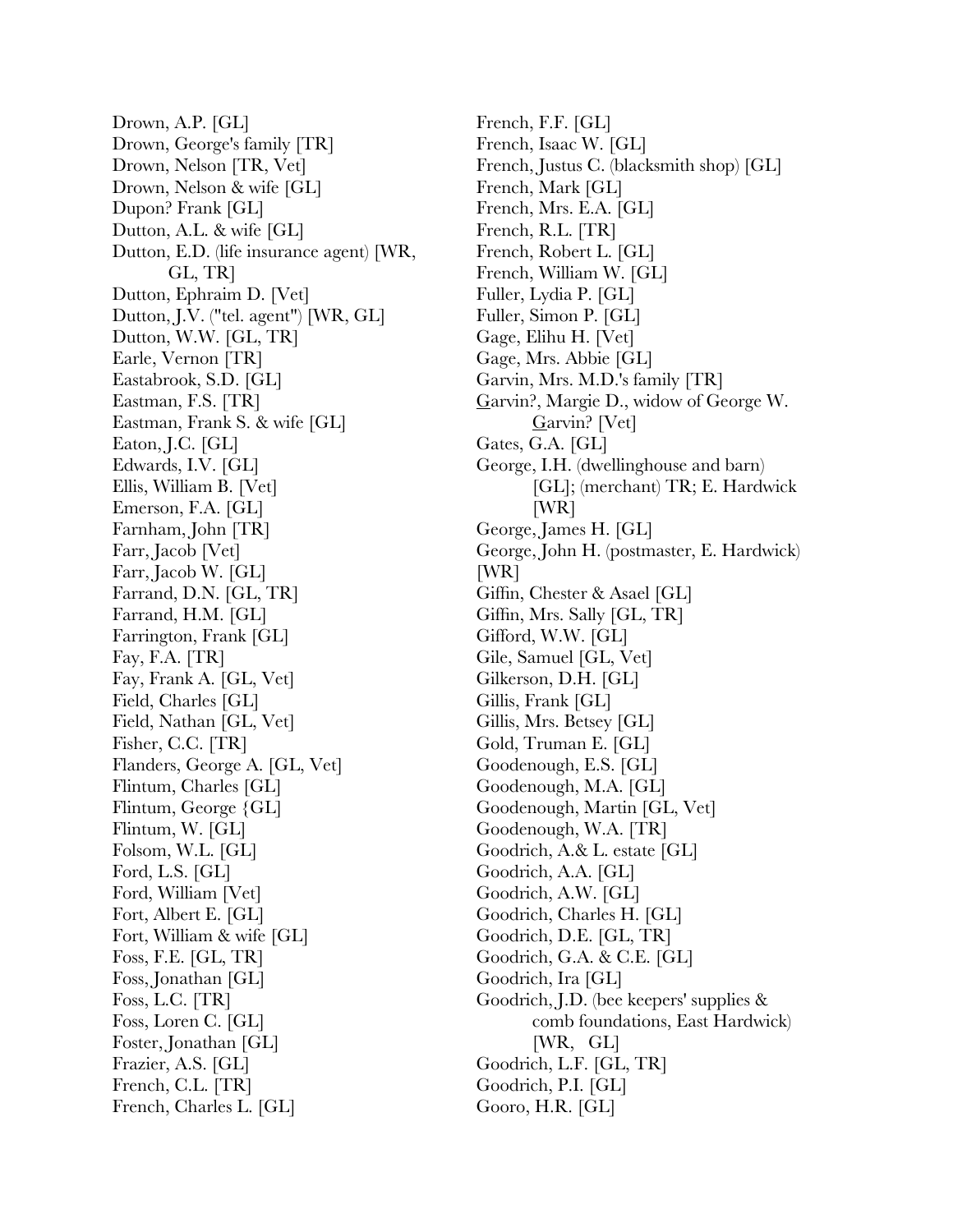Drown, A.P. [GL]
Drown, George's family [TR]
Drown, Nelson [TR, Vet]
Drown, Nelson & wife [GL]
Dupon? Frank [GL]
Dutton, A.L. & wife [GL]
Dutton, E.D. (life insurance agent) [WR, GL, TR]
Dutton, Ephraim D. [Vet]
Dutton, J.V. ("tel. agent") [WR, GL]
Dutton, W.W. [GL, TR]
Earle, Vernon [TR]
Eastabrook, S.D. [GL]
Eastman, F.S. [TR]
Eastman, Frank S. & wife [GL]
Eaton, J.C. [GL]
Edwards, I.V. [GL]
Ellis, William B. [Vet]
Emerson, F.A. [GL]
Farnham, John [TR]
Farr, Jacob [Vet]
Farr, Jacob W. [GL]
Farrand, D.N. [GL, TR]
Farrand, H.M. [GL]
Farrington, Frank [GL]
Fay, F.A. [TR]
Fay, Frank A. [GL, Vet]
Field, Charles [GL]
Field, Nathan [GL, Vet]
Fisher, C.C. [TR]
Flanders, George A. [GL, Vet]
Flintum, Charles [GL]
Flintum, George {GL]
Flintum, W. [GL]
Folsom, W.L. [GL]
Ford, L.S. [GL]
Ford, William [Vet]
Fort, Albert E. [GL]
Fort, William & wife [GL]
Foss, F.E. [GL, TR]
Foss, Jonathan [GL]
Foss, L.C. [TR]
Foss, Loren C. [GL]
Foster, Jonathan [GL]
Frazier, A.S. [GL]
French, C.L. [TR]
French, Charles L. [GL]
French, F.F. [GL]
French, Isaac W. [GL]
French, Justus C. (blacksmith shop) [GL]
French, Mark [GL]
French, Mrs. E.A. [GL]
French, R.L. [TR]
French, Robert L. [GL]
French, William W. [GL]
Fuller, Lydia P. [GL]
Fuller, Simon P. [GL]
Gage, Elihu H. [Vet]
Gage, Mrs. Abbie [GL]
Garvin, Mrs. M.D.'s family [TR]
Garvin?, Margie D., widow of George W. Garvin? [Vet]
Gates, G.A. [GL]
George, I.H. (dwellinghouse and barn) [GL]; (merchant) TR; E. Hardwick [WR]
George, James H. [GL]
George, John H. (postmaster, E. Hardwick) [WR]
Giffin, Chester & Asael [GL]
Giffin, Mrs. Sally [GL, TR]
Gifford, W.W. [GL]
Gile, Samuel [GL, Vet]
Gilkerson, D.H. [GL]
Gillis, Frank [GL]
Gillis, Mrs. Betsey [GL]
Gold, Truman E. [GL]
Goodenough, E.S. [GL]
Goodenough, M.A. [GL]
Goodenough, Martin [GL, Vet]
Goodenough, W.A. [TR]
Goodrich, A.& L. estate [GL]
Goodrich, A.A. [GL]
Goodrich, A.W. [GL]
Goodrich, Charles H. [GL]
Goodrich, D.E. [GL, TR]
Goodrich, G.A. & C.E. [GL]
Goodrich, Ira [GL]
Goodrich, J.D. (bee keepers' supplies & comb foundations, East Hardwick) [WR, GL]
Goodrich, L.F. [GL, TR]
Goodrich, P.I. [GL]
Gooro, H.R. [GL]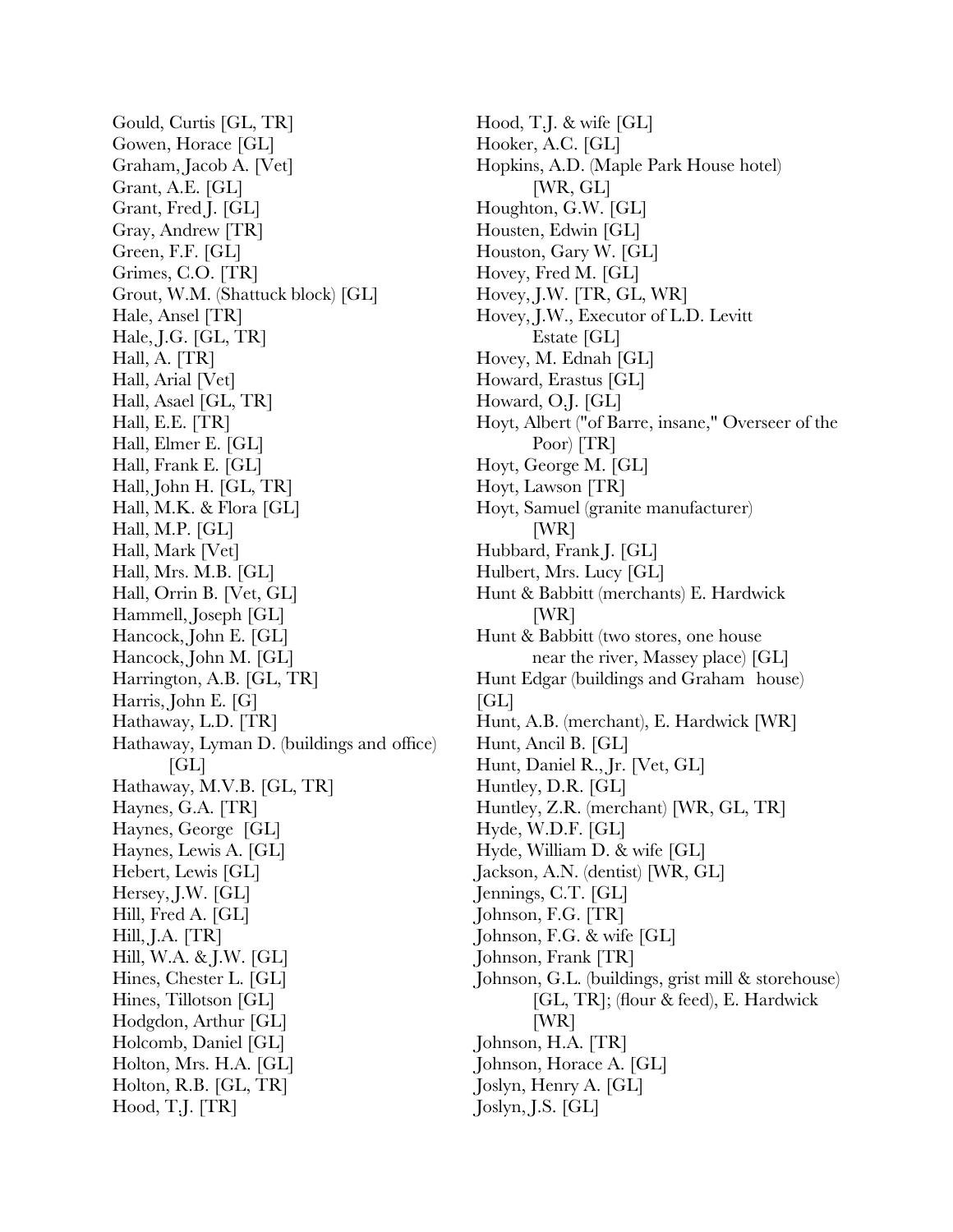Gould, Curtis [GL, TR]
Gowen, Horace [GL]
Graham, Jacob A. [Vet]
Grant, A.E. [GL]
Grant, Fred J. [GL]
Gray, Andrew [TR]
Green, F.F. [GL]
Grimes, C.O. [TR]
Grout, W.M. (Shattuck block) [GL]
Hale, Ansel [TR]
Hale, J.G. [GL, TR]
Hall, A. [TR]
Hall, Arial [Vet]
Hall, Asael [GL, TR]
Hall, E.E. [TR]
Hall, Elmer E. [GL]
Hall, Frank E. [GL]
Hall, John H. [GL, TR]
Hall, M.K. & Flora [GL]
Hall, M.P. [GL]
Hall, Mark [Vet]
Hall, Mrs. M.B. [GL]
Hall, Orrin B. [Vet, GL]
Hammell, Joseph [GL]
Hancock, John E. [GL]
Hancock, John M. [GL]
Harrington, A.B. [GL, TR]
Harris, John E. [G]
Hathaway, L.D. [TR]
Hathaway, Lyman D. (buildings and office) [GL]
Hathaway, M.V.B. [GL, TR]
Haynes, G.A. [TR]
Haynes, George [GL]
Haynes, Lewis A. [GL]
Hebert, Lewis [GL]
Hersey, J.W. [GL]
Hill, Fred A. [GL]
Hill, J.A. [TR]
Hill, W.A. & J.W. [GL]
Hines, Chester L. [GL]
Hines, Tillotson [GL]
Hodgdon, Arthur [GL]
Holcomb, Daniel [GL]
Holton, Mrs. H.A. [GL]
Holton, R.B. [GL, TR]
Hood, T.J. [TR]
Hood, T.J. & wife [GL]
Hooker, A.C. [GL]
Hopkins, A.D. (Maple Park House hotel) [WR, GL]
Houghton, G.W. [GL]
Housten, Edwin [GL]
Houston, Gary W. [GL]
Hovey, Fred M. [GL]
Hovey, J.W. [TR, GL, WR]
Hovey, J.W., Executor of L.D. Levitt Estate [GL]
Hovey, M. Ednah [GL]
Howard, Erastus [GL]
Howard, O.J. [GL]
Hoyt, Albert ("of Barre, insane," Overseer of the Poor) [TR]
Hoyt, George M. [GL]
Hoyt, Lawson [TR]
Hoyt, Samuel (granite manufacturer) [WR]
Hubbard, Frank J. [GL]
Hulbert, Mrs. Lucy [GL]
Hunt & Babbitt (merchants) E. Hardwick [WR]
Hunt & Babbitt (two stores, one house near the river, Massey place) [GL]
Hunt Edgar (buildings and Graham house) [GL]
Hunt, A.B. (merchant), E. Hardwick [WR]
Hunt, Ancil B. [GL]
Hunt, Daniel R., Jr. [Vet, GL]
Huntley, D.R. [GL]
Huntley, Z.R. (merchant) [WR, GL, TR]
Hyde, W.D.F. [GL]
Hyde, William D. & wife [GL]
Jackson, A.N. (dentist) [WR, GL]
Jennings, C.T. [GL]
Johnson, F.G. [TR]
Johnson, F.G. & wife [GL]
Johnson, Frank [TR]
Johnson, G.L. (buildings, grist mill & storehouse) [GL, TR]; (flour & feed), E. Hardwick [WR]
Johnson, H.A. [TR]
Johnson, Horace A. [GL]
Joslyn, Henry A. [GL]
Joslyn, J.S. [GL]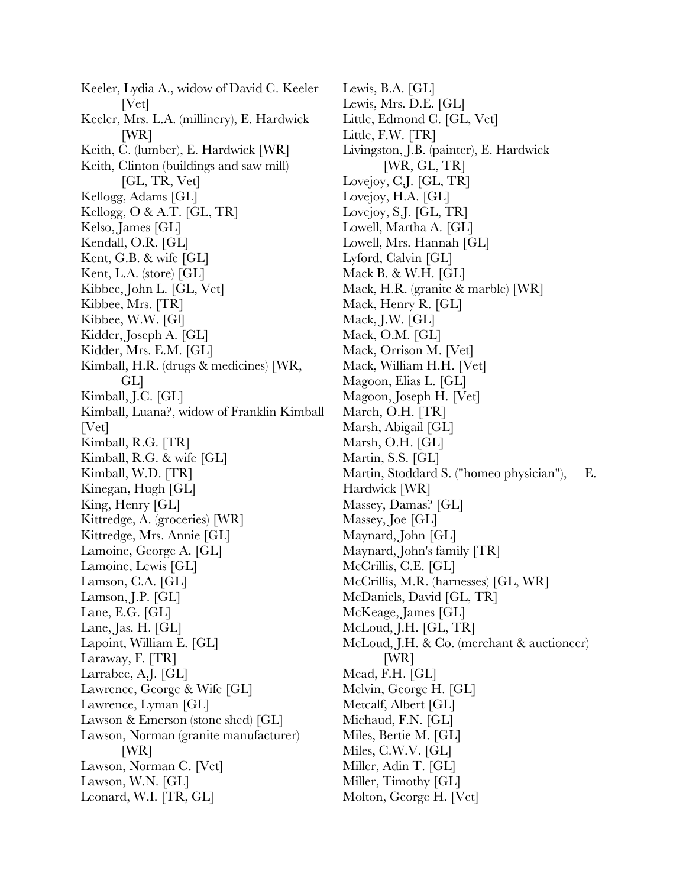Keeler, Lydia A., widow of David C. Keeler [Vet]
Keeler, Mrs. L.A. (millinery), E. Hardwick [WR]
Keith, C. (lumber), E. Hardwick [WR]
Keith, Clinton (buildings and saw mill) [GL, TR, Vet]
Kellogg, Adams [GL]
Kellogg, O & A.T. [GL, TR]
Kelso, James [GL]
Kendall, O.R. [GL]
Kent, G.B. & wife [GL]
Kent, L.A. (store) [GL]
Kibbee, John L. [GL, Vet]
Kibbee, Mrs. [TR]
Kibbee, W.W. [Gl]
Kidder, Joseph A. [GL]
Kidder, Mrs. E.M. [GL]
Kimball, H.R. (drugs & medicines) [WR, GL]
Kimball, J.C. [GL]
Kimball, Luana?, widow of Franklin Kimball [Vet]
Kimball, R.G. [TR]
Kimball, R.G. & wife [GL]
Kimball, W.D. [TR]
Kinegan, Hugh [GL]
King, Henry [GL]
Kittredge, A. (groceries) [WR]
Kittredge, Mrs. Annie [GL]
Lamoine, George A. [GL]
Lamoine, Lewis [GL]
Lamson, C.A. [GL]
Lamson, J.P. [GL]
Lane, E.G. [GL]
Lane, Jas. H. [GL]
Lapoint, William E. [GL]
Laraway, F. [TR]
Larrabee, A.J. [GL]
Lawrence, George & Wife [GL]
Lawrence, Lyman [GL]
Lawson & Emerson (stone shed) [GL]
Lawson, Norman (granite manufacturer) [WR]
Lawson, Norman C. [Vet]
Lawson, W.N. [GL]
Leonard, W.I. [TR, GL]
Lewis, B.A. [GL]
Lewis, Mrs. D.E. [GL]
Little, Edmond C. [GL, Vet]
Little, F.W. [TR]
Livingston, J.B. (painter), E. Hardwick [WR, GL, TR]
Lovejoy, C.J. [GL, TR]
Lovejoy, H.A. [GL]
Lovejoy, S.J. [GL, TR]
Lowell, Martha A. [GL]
Lowell, Mrs. Hannah [GL]
Lyford, Calvin [GL]
Mack B. & W.H. [GL]
Mack, H.R. (granite & marble) [WR]
Mack, Henry R. [GL]
Mack, J.W. [GL]
Mack, O.M. [GL]
Mack, Orrison M. [Vet]
Mack, William H.H. [Vet]
Magoon, Elias L. [GL]
Magoon, Joseph H. [Vet]
March, O.H. [TR]
Marsh, Abigail [GL]
Marsh, O.H. [GL]
Martin, S.S. [GL]
Martin, Stoddard S. ("homeo physician"), E. Hardwick [WR]
Massey, Damas? [GL]
Massey, Joe [GL]
Maynard, John [GL]
Maynard, John's family [TR]
McCrillis, C.E. [GL]
McCrillis, M.R. (harnesses) [GL, WR]
McDaniels, David [GL, TR]
McKeage, James [GL]
McLoud, J.H. [GL, TR]
McLoud, J.H. & Co. (merchant & auctioneer) [WR]
Mead, F.H. [GL]
Melvin, George H. [GL]
Metcalf, Albert [GL]
Michaud, F.N. [GL]
Miles, Bertie M. [GL]
Miles, C.W.V. [GL]
Miller, Adin T. [GL]
Miller, Timothy [GL]
Molton, George H. [Vet]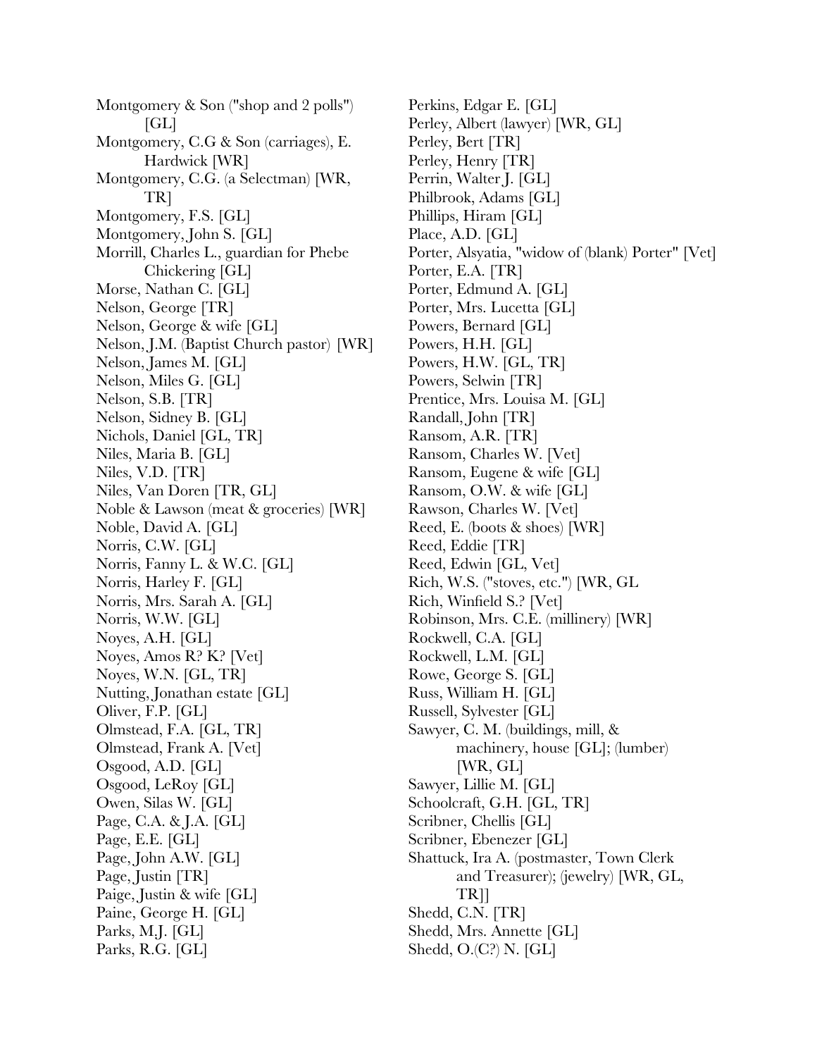Montgomery & Son ("shop and 2 polls") [GL]
Montgomery, C.G & Son (carriages), E. Hardwick [WR]
Montgomery, C.G. (a Selectman) [WR, TR]
Montgomery, F.S. [GL]
Montgomery, John S. [GL]
Morrill, Charles L., guardian for Phebe Chickering [GL]
Morse, Nathan C. [GL]
Nelson, George [TR]
Nelson, George & wife [GL]
Nelson, J.M. (Baptist Church pastor) [WR]
Nelson, James M. [GL]
Nelson, Miles G. [GL]
Nelson, S.B. [TR]
Nelson, Sidney B. [GL]
Nichols, Daniel [GL, TR]
Niles, Maria B. [GL]
Niles, V.D. [TR]
Niles, Van Doren [TR, GL]
Noble & Lawson (meat & groceries) [WR]
Noble, David A. [GL]
Norris, C.W. [GL]
Norris, Fanny L. & W.C. [GL]
Norris, Harley F. [GL]
Norris, Mrs. Sarah A. [GL]
Norris, W.W. [GL]
Noyes, A.H. [GL]
Noyes, Amos R? K? [Vet]
Noyes, W.N. [GL, TR]
Nutting, Jonathan estate [GL]
Oliver, F.P. [GL]
Olmstead, F.A. [GL, TR]
Olmstead, Frank A. [Vet]
Osgood, A.D. [GL]
Osgood, LeRoy [GL]
Owen, Silas W. [GL]
Page, C.A. & J.A. [GL]
Page, E.E. [GL]
Page, John A.W. [GL]
Page, Justin [TR]
Paige, Justin & wife [GL]
Paine, George H. [GL]
Parks, M.J. [GL]
Parks, R.G. [GL]
Perkins, Edgar E. [GL]
Perley, Albert (lawyer) [WR, GL]
Perley, Bert [TR]
Perley, Henry [TR]
Perrin, Walter J. [GL]
Philbrook, Adams [GL]
Phillips, Hiram [GL]
Place, A.D. [GL]
Porter, Alsyatia, "widow of (blank) Porter" [Vet]
Porter, E.A. [TR]
Porter, Edmund A. [GL]
Porter, Mrs. Lucetta [GL]
Powers, Bernard [GL]
Powers, H.H. [GL]
Powers, H.W. [GL, TR]
Powers, Selwin [TR]
Prentice, Mrs. Louisa M. [GL]
Randall, John [TR]
Ransom, A.R. [TR]
Ransom, Charles W. [Vet]
Ransom, Eugene & wife [GL]
Ransom, O.W. & wife [GL]
Rawson, Charles W. [Vet]
Reed, E. (boots & shoes) [WR]
Reed, Eddie [TR]
Reed, Edwin [GL, Vet]
Rich, W.S. ("stoves, etc.") [WR, GL
Rich, Winfield S.? [Vet]
Robinson, Mrs. C.E. (millinery) [WR]
Rockwell, C.A. [GL]
Rockwell, L.M. [GL]
Rowe, George S. [GL]
Russ, William H. [GL]
Russell, Sylvester [GL]
Sawyer, C. M. (buildings, mill, & machinery, house [GL]; (lumber) [WR, GL]
Sawyer, Lillie M. [GL]
Schoolcraft, G.H. [GL, TR]
Scribner, Chellis [GL]
Scribner, Ebenezer [GL]
Shattuck, Ira A. (postmaster, Town Clerk and Treasurer); (jewelry) [WR, GL, TR]]
Shedd, C.N. [TR]
Shedd, Mrs. Annette [GL]
Shedd, O.(C?) N. [GL]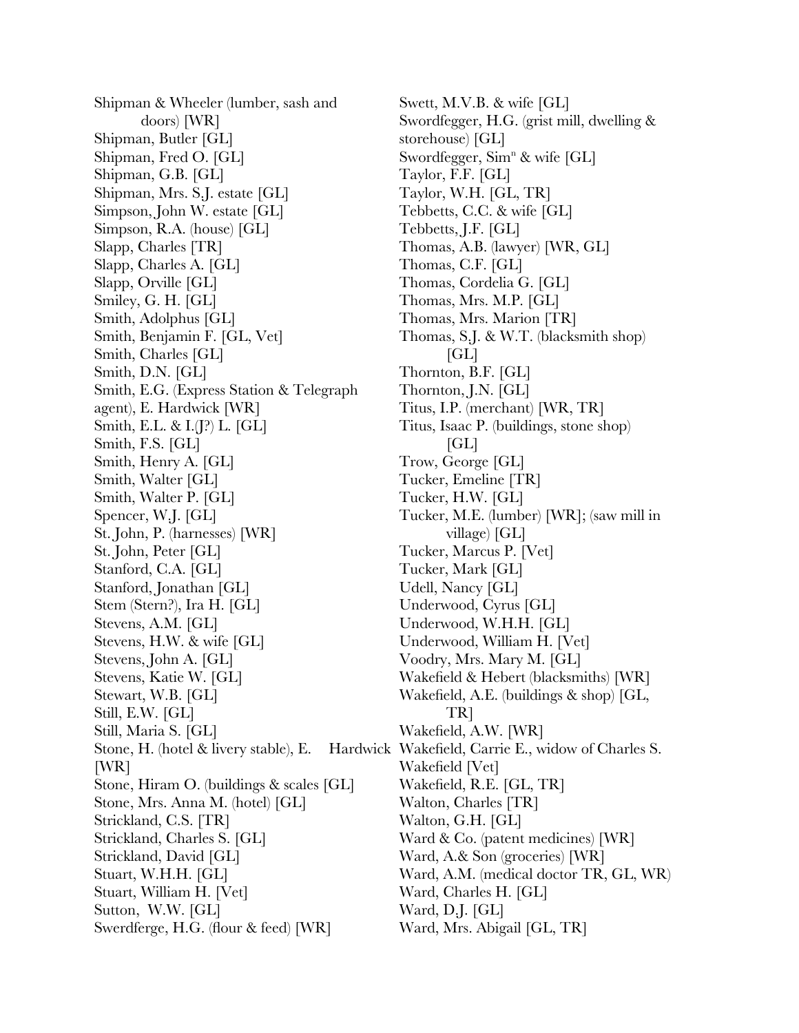Shipman & Wheeler (lumber, sash and doors) [WR]
Shipman, Butler [GL]
Shipman, Fred O. [GL]
Shipman, G.B. [GL]
Shipman, Mrs. S.J. estate [GL]
Simpson, John W. estate [GL]
Simpson, R.A. (house) [GL]
Slapp, Charles [TR]
Slapp, Charles A. [GL]
Slapp, Orville [GL]
Smiley, G. H. [GL]
Smith, Adolphus [GL]
Smith, Benjamin F. [GL, Vet]
Smith, Charles [GL]
Smith, D.N. [GL]
Smith, E.G. (Express Station & Telegraph agent), E. Hardwick [WR]
Smith, E.L. & I.(J?) L. [GL]
Smith, F.S. [GL]
Smith, Henry A. [GL]
Smith, Walter [GL]
Smith, Walter P. [GL]
Spencer, W.J. [GL]
St. John, P. (harnesses) [WR]
St. John, Peter [GL]
Stanford, C.A. [GL]
Stanford, Jonathan [GL]
Stem (Stern?), Ira H. [GL]
Stevens, A.M. [GL]
Stevens, H.W. & wife [GL]
Stevens, John A. [GL]
Stevens, Katie W. [GL]
Stewart, W.B. [GL]
Still, E.W. [GL]
Still, Maria S. [GL]
Stone, H. (hotel & livery stable), E. Hardwick [WR]
Stone, Hiram O. (buildings & scales [GL]
Stone, Mrs. Anna M. (hotel) [GL]
Strickland, C.S. [TR]
Strickland, Charles S. [GL]
Strickland, David [GL]
Stuart, W.H.H. [GL]
Stuart, William H. [Vet]
Sutton, W.W. [GL]
Swerdferge, H.G. (flour & feed) [WR]
Swett, M.V.B. & wife [GL]
Swordfegger, H.G. (grist mill, dwelling & storehouse) [GL]
Swordfegger, Sim[n] & wife [GL]
Taylor, F.F. [GL]
Taylor, W.H. [GL, TR]
Tebbetts, C.C. & wife [GL]
Tebbetts, J.F. [GL]
Thomas, A.B. (lawyer) [WR, GL]
Thomas, C.F. [GL]
Thomas, Cordelia G. [GL]
Thomas, Mrs. M.P. [GL]
Thomas, Mrs. Marion [TR]
Thomas, S.J. & W.T. (blacksmith shop) [GL]
Thornton, B.F. [GL]
Thornton, J.N. [GL]
Titus, I.P. (merchant) [WR, TR]
Titus, Isaac P. (buildings, stone shop) [GL]
Trow, George [GL]
Tucker, Emeline [TR]
Tucker, H.W. [GL]
Tucker, M.E. (lumber) [WR]; (saw mill in village) [GL]
Tucker, Marcus P. [Vet]
Tucker, Mark [GL]
Udell, Nancy [GL]
Underwood, Cyrus [GL]
Underwood, W.H.H. [GL]
Underwood, William H. [Vet]
Voodry, Mrs. Mary M. [GL]
Wakefield & Hebert (blacksmiths) [WR]
Wakefield, A.E. (buildings & shop) [GL, TR]
Wakefield, A.W. [WR]
Wakefield, Carrie E., widow of Charles S. Wakefield [Vet]
Wakefield, R.E. [GL, TR]
Walton, Charles [TR]
Walton, G.H. [GL]
Ward & Co. (patent medicines) [WR]
Ward, A.& Son (groceries) [WR]
Ward, A.M. (medical doctor TR, GL, WR)
Ward, Charles H. [GL]
Ward, D.J. [GL]
Ward, Mrs. Abigail [GL, TR]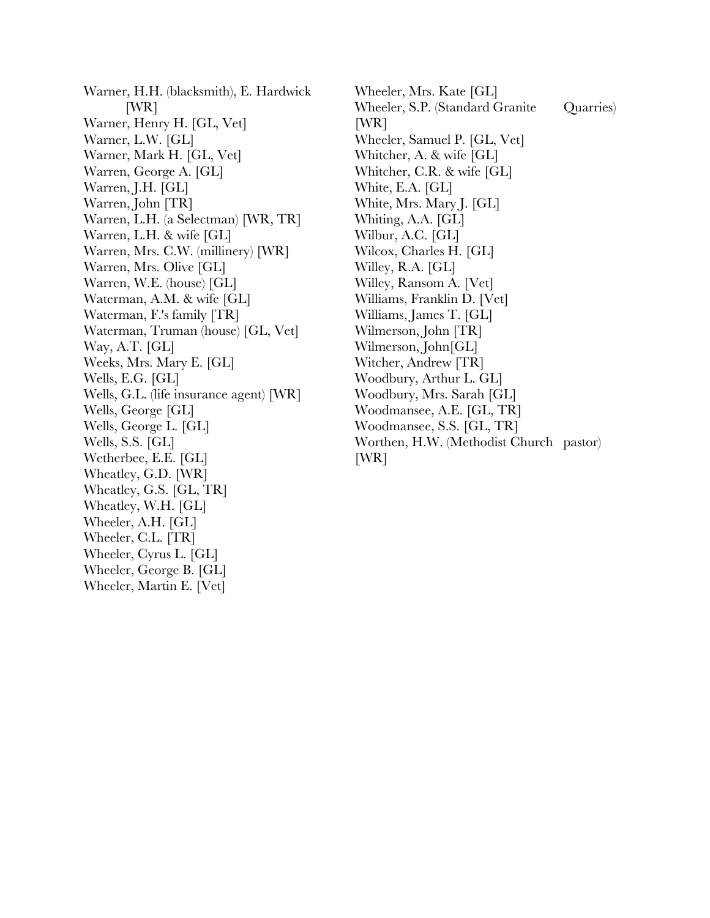Warner, H.H. (blacksmith), E. Hardwick [WR]
Warner, Henry H. [GL, Vet]
Warner, L.W. [GL]
Warner, Mark H. [GL, Vet]
Warren, George A. [GL]
Warren, J.H. [GL]
Warren, John [TR]
Warren, L.H. (a Selectman) [WR, TR]
Warren, L.H. & wife [GL]
Warren, Mrs. C.W. (millinery) [WR]
Warren, Mrs. Olive [GL]
Warren, W.E. (house) [GL]
Waterman, A.M. & wife [GL]
Waterman, F.'s family [TR]
Waterman, Truman (house) [GL, Vet]
Way, A.T. [GL]
Weeks, Mrs. Mary E. [GL]
Wells, E.G. [GL]
Wells, G.L. (life insurance agent) [WR]
Wells, George [GL]
Wells, George L. [GL]
Wells, S.S. [GL]
Wetherbee, E.E. [GL]
Wheatley, G.D. [WR]
Wheatley, G.S. [GL, TR]
Wheatley, W.H. [GL]
Wheeler, A.H. [GL]
Wheeler, C.L. [TR]
Wheeler, Cyrus L. [GL]
Wheeler, George B. [GL]
Wheeler, Martin E. [Vet]
Wheeler, Mrs. Kate [GL]
Wheeler, S.P. (Standard Granite Quarries) [WR]
Wheeler, Samuel P. [GL, Vet]
Whitcher, A. & wife [GL]
Whitcher, C.R. & wife [GL]
White, E.A. [GL]
White, Mrs. Mary J. [GL]
Whiting, A.A. [GL]
Wilbur, A.C. [GL]
Wilcox, Charles H. [GL]
Willey, R.A. [GL]
Willey, Ransom A. [Vet]
Williams, Franklin D. [Vet]
Williams, James T. [GL]
Wilmerson, John [TR]
Wilmerson, John[GL]
Witcher, Andrew [TR]
Woodbury, Arthur L. GL]
Woodbury, Mrs. Sarah [GL]
Woodmansee, A.E. [GL, TR]
Woodmansee, S.S. [GL, TR]
Worthen, H.W. (Methodist Church pastor) [WR]